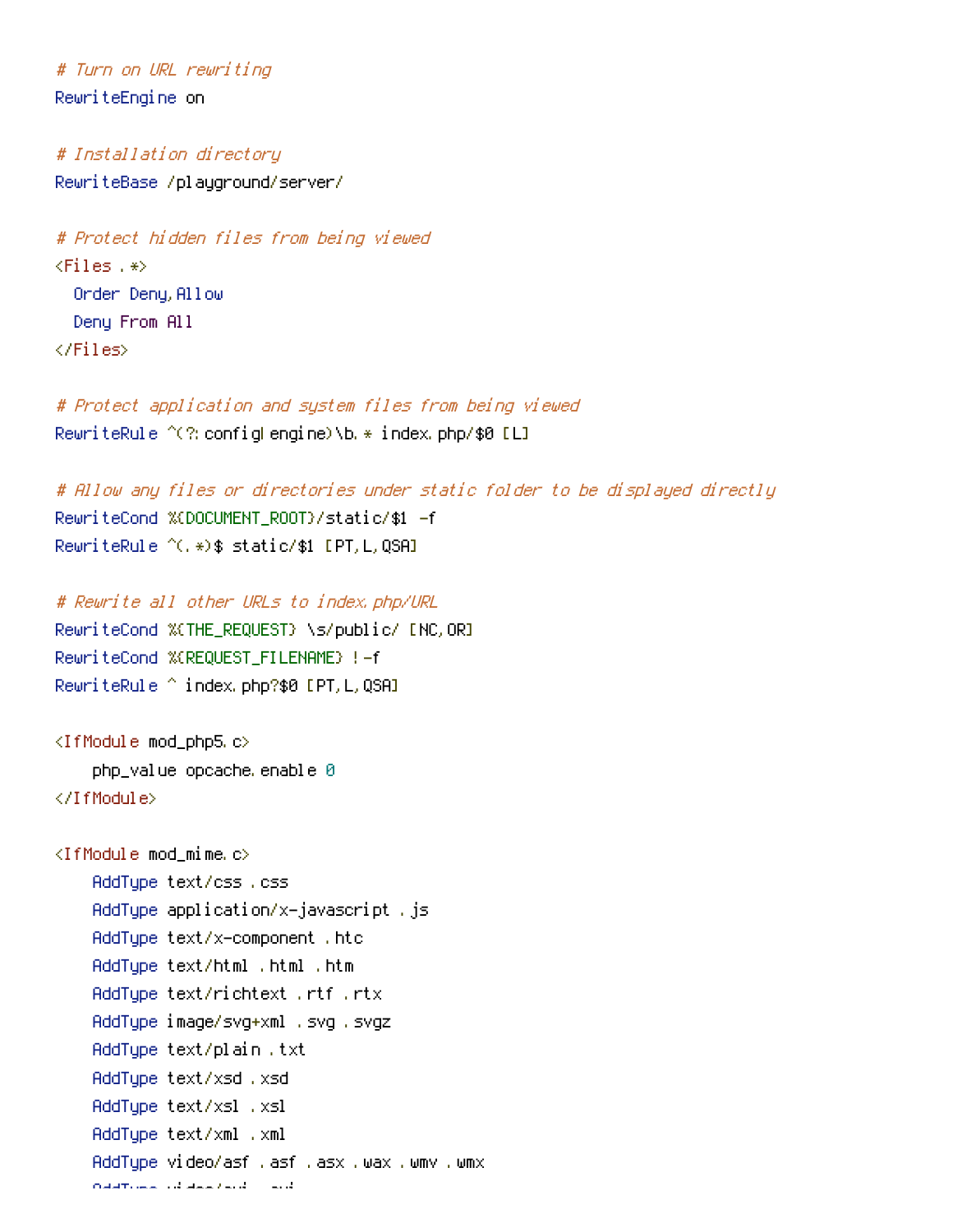```
# Turn on URL rewriting
RewriteEngine on

# Installation directory
RewriteBase /playground/server/

# Protect hidden files from being viewed
<Files .*>
  Order Deny,Allow
  Deny From All
</Files>

# Protect application and system files from being viewed
RewriteRule ^(?:config|engine)\b.* index.php/$0 [L]

# Allow any files or directories under static folder to be displayed directly
RewriteCond %{DOCUMENT_ROOT}/static/$1 -f
RewriteRule ^(.*)$ static/$1 [PT,L,QSA]

# Rewrite all other URLs to index.php/URL
RewriteCond %{THE_REQUEST} \s/public/ [NC,OR]
RewriteCond %{REQUEST_FILENAME} !-f
RewriteRule ^ index.php?$0 [PT,L,QSA]

<IfModule mod_php5.c>
    php_value opcache.enable 0
</IfModule>

<IfModule mod_mime.c>
    AddType text/css .css
    AddType application/x-javascript .js
    AddType text/x-component .htc
    AddType text/html .html .htm
    AddType text/richtext .rtf .rtx
    AddType image/svg+xml .svg .svgz
    AddType text/plain .txt
    AddType text/xsd .xsd
    AddType text/xsl .xsl
    AddType text/xml .xml
    AddType video/asf .asf .asx .wax .wmv .wmx
```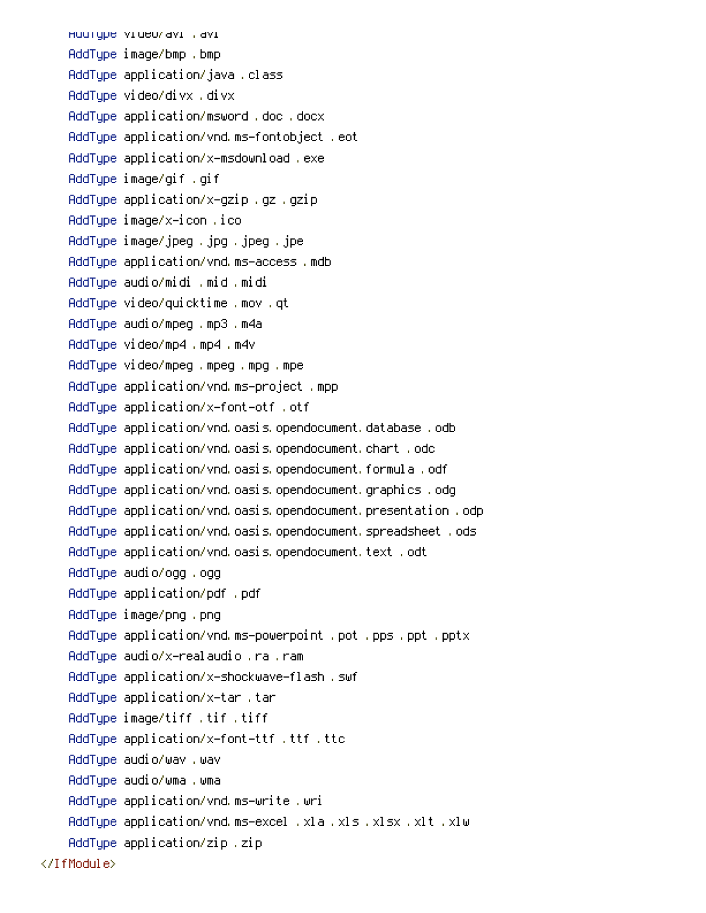```
    AddType video/avi .avi
    AddType image/bmp .bmp
    AddType application/java .class
    AddType video/divx .divx
    AddType application/msword .doc .docx
    AddType application/vnd.ms-fontobject .eot
    AddType application/x-msdownload .exe
    AddType image/gif .gif
    AddType application/x-gzip .gz .gzip
    AddType image/x-icon .ico
    AddType image/jpeg .jpg .jpeg .jpe
    AddType application/vnd.ms-access .mdb
    AddType audio/midi .mid .midi
    AddType video/quicktime .mov .qt
    AddType audio/mpeg .mp3 .m4a
    AddType video/mp4 .mp4 .m4v
    AddType video/mpeg .mpeg .mpg .mpe
    AddType application/vnd.ms-project .mpp
    AddType application/x-font-otf .otf
    AddType application/vnd.oasis.opendocument.database .odb
    AddType application/vnd.oasis.opendocument.chart .odc
    AddType application/vnd.oasis.opendocument.formula .odf
    AddType application/vnd.oasis.opendocument.graphics .odg
    AddType application/vnd.oasis.opendocument.presentation .odp
    AddType application/vnd.oasis.opendocument.spreadsheet .ods
    AddType application/vnd.oasis.opendocument.text .odt
    AddType audio/ogg .ogg
    AddType application/pdf .pdf
    AddType image/png .png
    AddType application/vnd.ms-powerpoint .pot .pps .ppt .pptx
    AddType audio/x-realaudio .ra .ram
    AddType application/x-shockwave-flash .swf
    AddType application/x-tar .tar
    AddType image/tiff .tif .tiff
    AddType application/x-font-ttf .ttf .ttc
    AddType audio/wav .wav
    AddType audio/wma .wma
    AddType application/vnd.ms-write .wri
    AddType application/vnd.ms-excel .xla .xls .xlsx .xlt .xlw
    AddType application/zip .zip
</IfModule>
```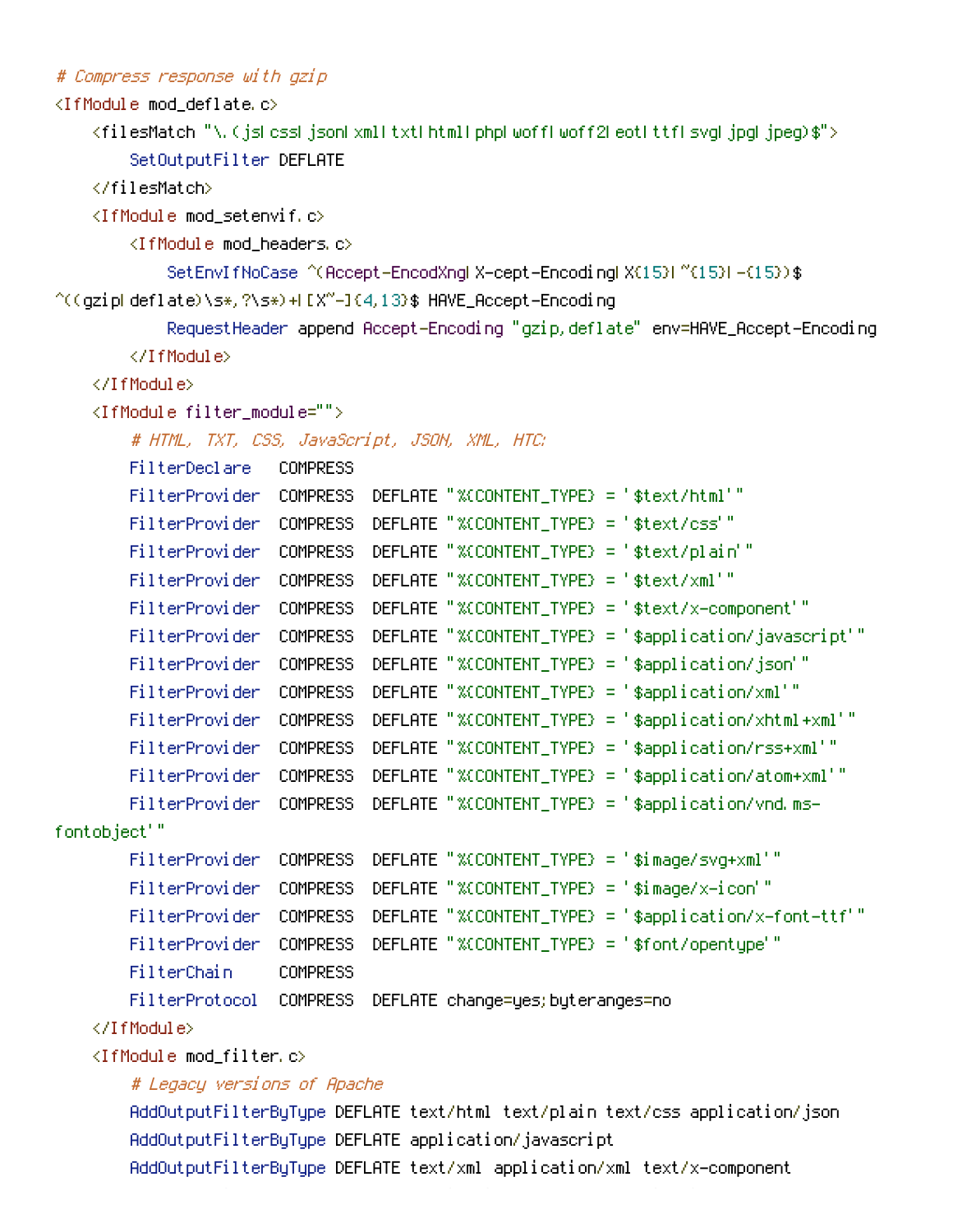```
# Compress response with gzip
<IfModule mod_deflate.c>
    <filesMatch "\.(js|css|json|xml|txt|html|php|woff|woff2|eot|ttf|svg|jpg|jpeg)$">
        SetOutputFilter DEFLATE
    </filesMatch>
    <IfModule mod_setenvif.c>
        <IfModule mod_headers.c>
            SetEnvIfNoCase ^(Accept-EncodXng|X-cept-Encoding|X{15}|~{15}|-{15})$
^((gzip|deflate)\s*,?\s*)+|[X~-]{4,13}$ HAVE_Accept-Encoding
            RequestHeader append Accept-Encoding "gzip,deflate" env=HAVE_Accept-Encoding
        </IfModule>
    </IfModule>
    <IfModule filter_module="">
        # HTML, TXT, CSS, JavaScript, JSON, XML, HTC:
        FilterDeclare   COMPRESS
        FilterProvider  COMPRESS  DEFLATE "%{CONTENT_TYPE} = '$text/html'"
        FilterProvider  COMPRESS  DEFLATE "%{CONTENT_TYPE} = '$text/css'"
        FilterProvider  COMPRESS  DEFLATE "%{CONTENT_TYPE} = '$text/plain'"
        FilterProvider  COMPRESS  DEFLATE "%{CONTENT_TYPE} = '$text/xml'"
        FilterProvider  COMPRESS  DEFLATE "%{CONTENT_TYPE} = '$text/x-component'"
        FilterProvider  COMPRESS  DEFLATE "%{CONTENT_TYPE} = '$application/javascript'"
        FilterProvider  COMPRESS  DEFLATE "%{CONTENT_TYPE} = '$application/json'"
        FilterProvider  COMPRESS  DEFLATE "%{CONTENT_TYPE} = '$application/xml'"
        FilterProvider  COMPRESS  DEFLATE "%{CONTENT_TYPE} = '$application/xhtml+xml'"
        FilterProvider  COMPRESS  DEFLATE "%{CONTENT_TYPE} = '$application/rss+xml'"
        FilterProvider  COMPRESS  DEFLATE "%{CONTENT_TYPE} = '$application/atom+xml'"
        FilterProvider  COMPRESS  DEFLATE "%{CONTENT_TYPE} = '$application/vnd.ms-
fontobject'"
        FilterProvider  COMPRESS  DEFLATE "%{CONTENT_TYPE} = '$image/svg+xml'"
        FilterProvider  COMPRESS  DEFLATE "%{CONTENT_TYPE} = '$image/x-icon'"
        FilterProvider  COMPRESS  DEFLATE "%{CONTENT_TYPE} = '$application/x-font-ttf'"
        FilterProvider  COMPRESS  DEFLATE "%{CONTENT_TYPE} = '$font/opentype'"
        FilterChain     COMPRESS
        FilterProtocol  COMPRESS  DEFLATE change=yes;byteranges=no
    </IfModule>
    <IfModule mod_filter.c>
        # Legacy versions of Apache
        AddOutputFilterByType DEFLATE text/html text/plain text/css application/json
        AddOutputFilterByType DEFLATE application/javascript
        AddOutputFilterByType DEFLATE text/xml application/xml text/x-component
```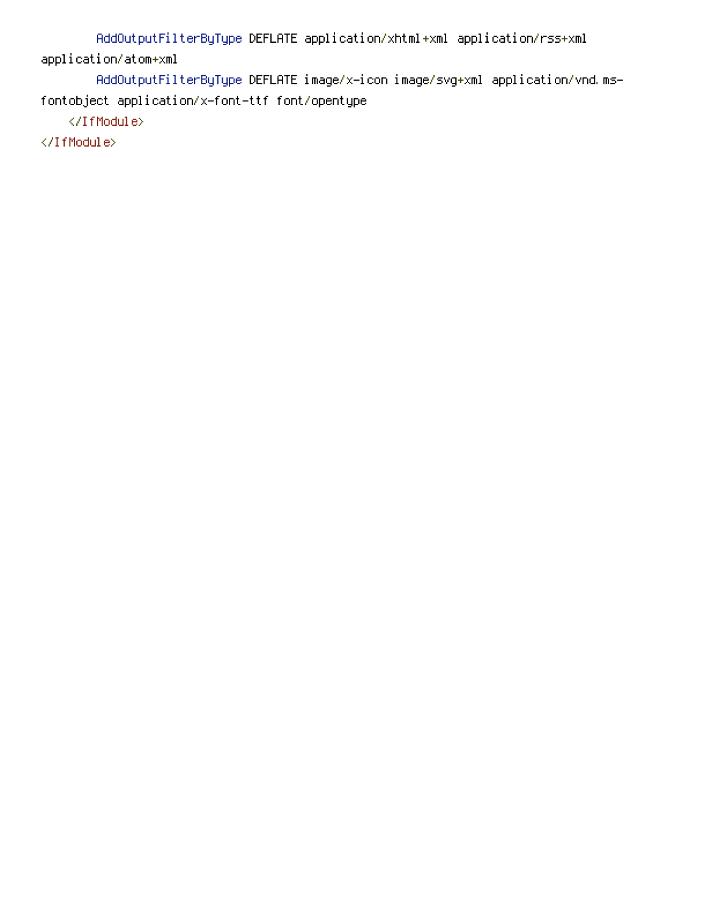```
        AddOutputFilterByType DEFLATE application/xhtml+xml application/rss+xml
application/atom+xml
        AddOutputFilterByType DEFLATE image/x-icon image/svg+xml application/vnd.ms-
fontobject application/x-font-ttf font/opentype
    </IfModule>
</IfModule>
```